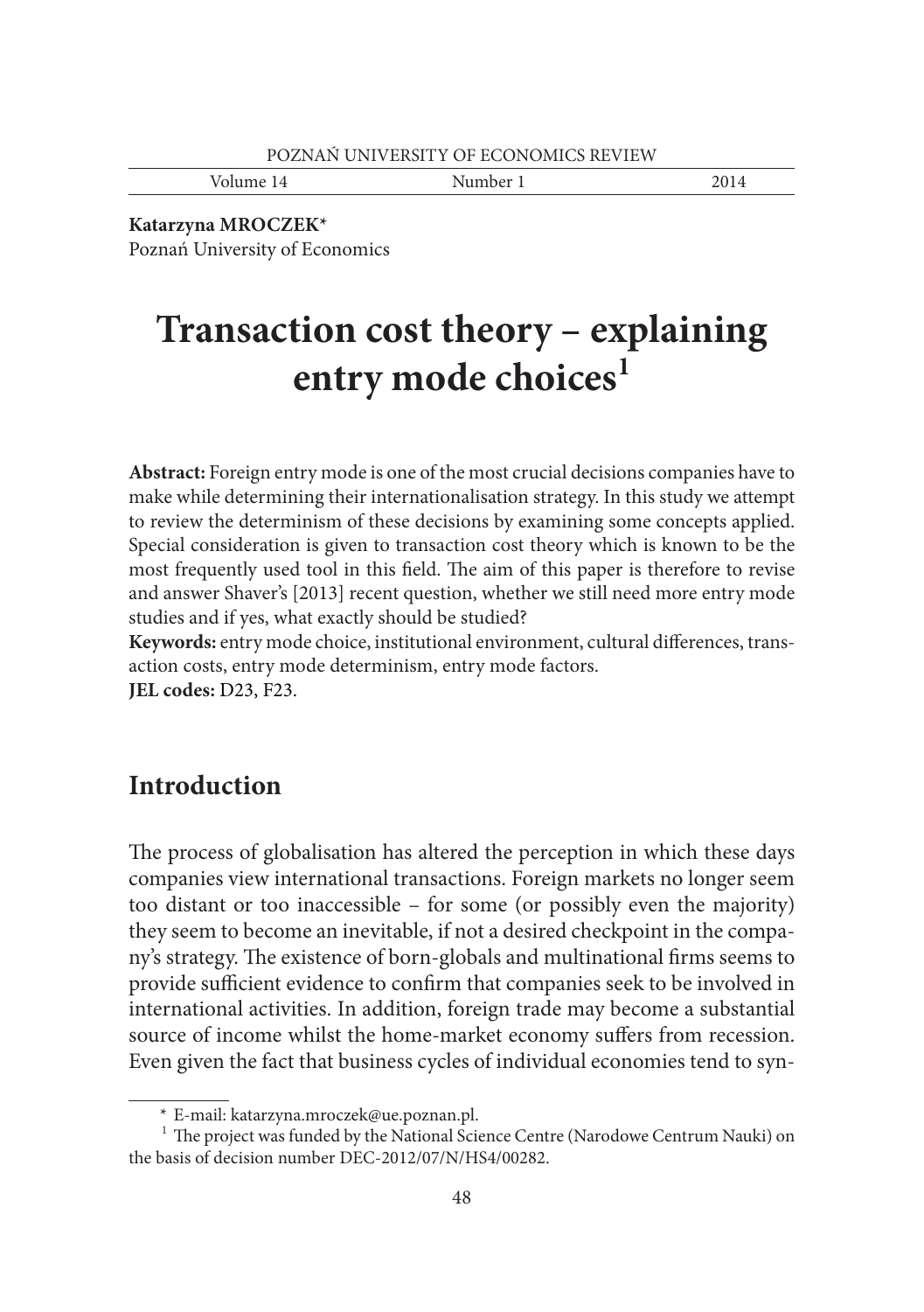**Katarzyna MROCZEK***
Poznań University of Economics

# Transaction cost theory – explaining entry mode choices[1]

**Abstract:** Foreign entry mode is one of the most crucial decisions companies have to make while determining their internationalisation strategy. In this study we attempt to review the determinism of these decisions by examining some concepts applied. Special consideration is given to transaction cost theory which is known to be the most frequently used tool in this field. The aim of this paper is therefore to revise and answer Shaver's [2013] recent question, whether we still need more entry mode studies and if yes, what exactly should be studied?

**Keywords:** entry mode choice, institutional environment, cultural differences, transaction costs, entry mode determinism, entry mode factors.

**JEL codes:** D23, F23.

## Introduction

The process of globalisation has altered the perception in which these days companies view international transactions. Foreign markets no longer seem too distant or too inaccessible – for some (or possibly even the majority) they seem to become an inevitable, if not a desired checkpoint in the company's strategy. The existence of born-globals and multinational firms seems to provide sufficient evidence to confirm that companies seek to be involved in international activities. In addition, foreign trade may become a substantial source of income whilst the home-market economy suffers from recession. Even given the fact that business cycles of individual economies tend to syn-

---

* E-mail: katarzyna.mroczek@ue.poznan.pl.

[1] The project was funded by the National Science Centre (Narodowe Centrum Nauki) on the basis of decision number DEC-2012/07/N/HS4/00282.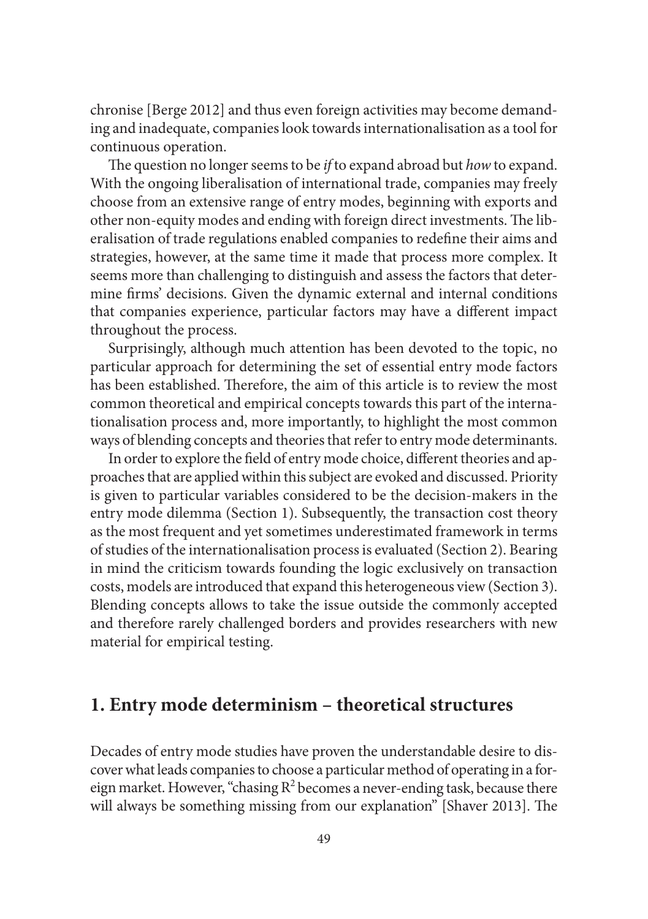chronise [Berge 2012] and thus even foreign activities may become demanding and inadequate, companies look towards internationalisation as a tool for continuous operation.

The question no longer seems to be *if* to expand abroad but *how* to expand. With the ongoing liberalisation of international trade, companies may freely choose from an extensive range of entry modes, beginning with exports and other non-equity modes and ending with foreign direct investments. The liberalisation of trade regulations enabled companies to redefine their aims and strategies, however, at the same time it made that process more complex. It seems more than challenging to distinguish and assess the factors that determine firms' decisions. Given the dynamic external and internal conditions that companies experience, particular factors may have a different impact throughout the process.

Surprisingly, although much attention has been devoted to the topic, no particular approach for determining the set of essential entry mode factors has been established. Therefore, the aim of this article is to review the most common theoretical and empirical concepts towards this part of the internationalisation process and, more importantly, to highlight the most common ways of blending concepts and theories that refer to entry mode determinants.

In order to explore the field of entry mode choice, different theories and approaches that are applied within this subject are evoked and discussed. Priority is given to particular variables considered to be the decision-makers in the entry mode dilemma (Section 1). Subsequently, the transaction cost theory as the most frequent and yet sometimes underestimated framework in terms of studies of the internationalisation process is evaluated (Section 2). Bearing in mind the criticism towards founding the logic exclusively on transaction costs, models are introduced that expand this heterogeneous view (Section 3). Blending concepts allows to take the issue outside the commonly accepted and therefore rarely challenged borders and provides researchers with new material for empirical testing.

## 1. Entry mode determinism – theoretical structures

Decades of entry mode studies have proven the understandable desire to discover what leads companies to choose a particular method of operating in a foreign market. However, "chasing $R^2$ becomes a never-ending task, because there will always be something missing from our explanation" [Shaver 2013]. The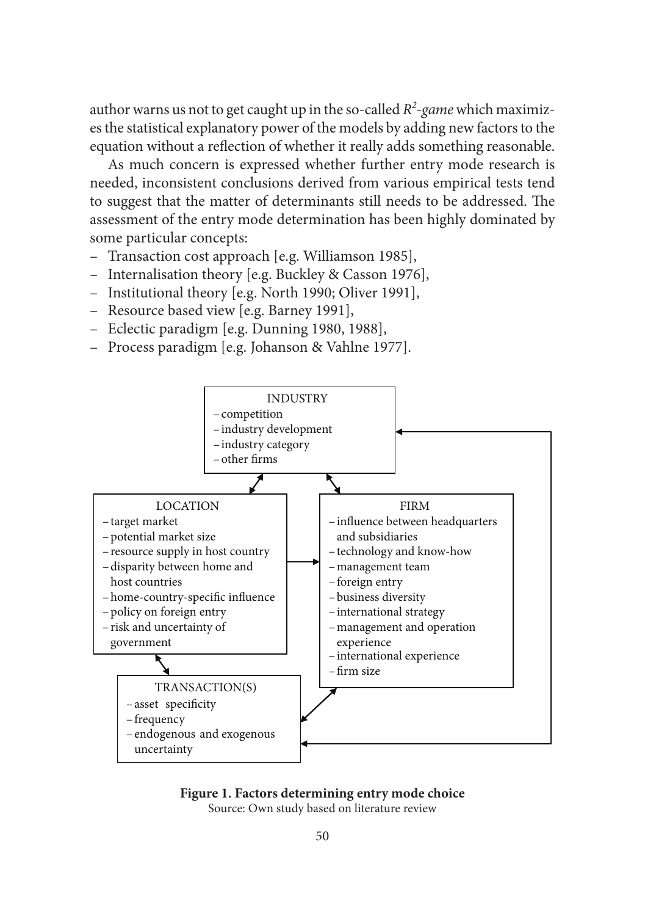author warns us not to get caught up in the so-called *$R^2$-game* which maximizes the statistical explanatory power of the models by adding new factors to the equation without a reflection of whether it really adds something reasonable.

As much concern is expressed whether further entry mode research is needed, inconsistent conclusions derived from various empirical tests tend to suggest that the matter of determinants still needs to be addressed. The assessment of the entry mode determination has been highly dominated by some particular concepts:

- Transaction cost approach [e.g. Williamson 1985],
- Internalisation theory [e.g. Buckley & Casson 1976],
- Institutional theory [e.g. North 1990; Oliver 1991],
- Resource based view [e.g. Barney 1991],
- Eclectic paradigm [e.g. Dunning 1980, 1988],
- Process paradigm [e.g. Johanson & Vahlne 1977].

INDUSTRY
- competition
- industry development
- industry category
- other firms

LOCATION
- target market
- potential market size
- resource supply in host country
- disparity between home and host countries
- home-country-specific influence
- policy on foreign entry
- risk and uncertainty of government

FIRM
- influence between headquarters and subsidiaries
- technology and know-how
- management team
- foreign entry
- business diversity
- international strategy
- management and operation experience
- international experience
- firm size

TRANSACTION(S)
- asset specificity
- frequency
- endogenous and exogenous uncertainty

**Figure 1. Factors determining entry mode choice**
Source: Own study based on literature review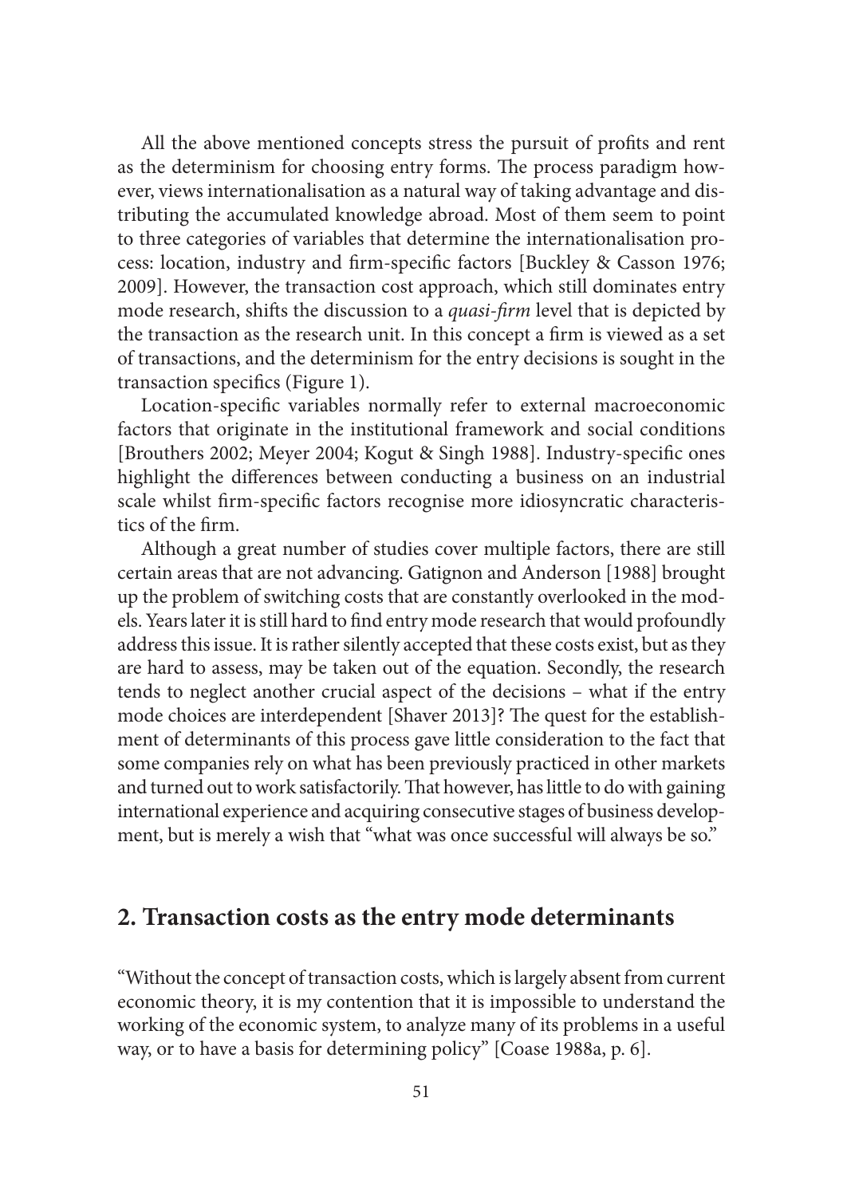All the above mentioned concepts stress the pursuit of profits and rent as the determinism for choosing entry forms. The process paradigm however, views internationalisation as a natural way of taking advantage and distributing the accumulated knowledge abroad. Most of them seem to point to three categories of variables that determine the internationalisation process: location, industry and firm-specific factors [Buckley & Casson 1976; 2009]. However, the transaction cost approach, which still dominates entry mode research, shifts the discussion to a *quasi-firm* level that is depicted by the transaction as the research unit. In this concept a firm is viewed as a set of transactions, and the determinism for the entry decisions is sought in the transaction specifics (Figure 1).

Location-specific variables normally refer to external macroeconomic factors that originate in the institutional framework and social conditions [Brouthers 2002; Meyer 2004; Kogut & Singh 1988]. Industry-specific ones highlight the differences between conducting a business on an industrial scale whilst firm-specific factors recognise more idiosyncratic characteristics of the firm.

Although a great number of studies cover multiple factors, there are still certain areas that are not advancing. Gatignon and Anderson [1988] brought up the problem of switching costs that are constantly overlooked in the models. Years later it is still hard to find entry mode research that would profoundly address this issue. It is rather silently accepted that these costs exist, but as they are hard to assess, may be taken out of the equation. Secondly, the research tends to neglect another crucial aspect of the decisions – what if the entry mode choices are interdependent [Shaver 2013]? The quest for the establishment of determinants of this process gave little consideration to the fact that some companies rely on what has been previously practiced in other markets and turned out to work satisfactorily. That however, has little to do with gaining international experience and acquiring consecutive stages of business development, but is merely a wish that "what was once successful will always be so."

## 2. Transaction costs as the entry mode determinants

"Without the concept of transaction costs, which is largely absent from current economic theory, it is my contention that it is impossible to understand the working of the economic system, to analyze many of its problems in a useful way, or to have a basis for determining policy" [Coase 1988a, p. 6].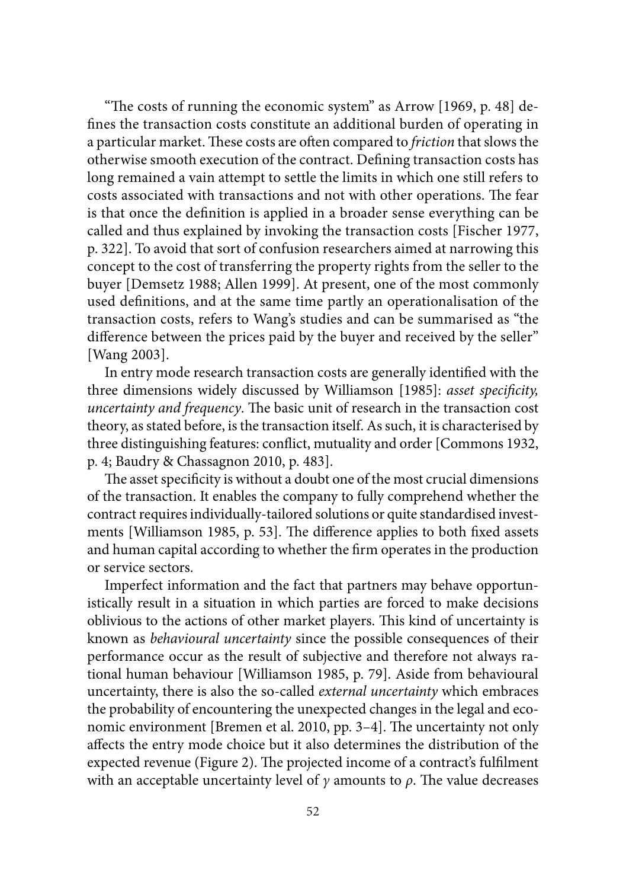"The costs of running the economic system" as Arrow [1969, p. 48] defines the transaction costs constitute an additional burden of operating in a particular market. These costs are often compared to *friction* that slows the otherwise smooth execution of the contract. Defining transaction costs has long remained a vain attempt to settle the limits in which one still refers to costs associated with transactions and not with other operations. The fear is that once the definition is applied in a broader sense everything can be called and thus explained by invoking the transaction costs [Fischer 1977, p. 322]. To avoid that sort of confusion researchers aimed at narrowing this concept to the cost of transferring the property rights from the seller to the buyer [Demsetz 1988; Allen 1999]. At present, one of the most commonly used definitions, and at the same time partly an operationalisation of the transaction costs, refers to Wang's studies and can be summarised as "the difference between the prices paid by the buyer and received by the seller" [Wang 2003].

In entry mode research transaction costs are generally identified with the three dimensions widely discussed by Williamson [1985]: *asset specificity, uncertainty and frequency*. The basic unit of research in the transaction cost theory, as stated before, is the transaction itself. As such, it is characterised by three distinguishing features: conflict, mutuality and order [Commons 1932, p. 4; Baudry & Chassagnon 2010, p. 483].

The asset specificity is without a doubt one of the most crucial dimensions of the transaction. It enables the company to fully comprehend whether the contract requires individually-tailored solutions or quite standardised investments [Williamson 1985, p. 53]. The difference applies to both fixed assets and human capital according to whether the firm operates in the production or service sectors.

Imperfect information and the fact that partners may behave opportunistically result in a situation in which parties are forced to make decisions oblivious to the actions of other market players. This kind of uncertainty is known as *behavioural uncertainty* since the possible consequences of their performance occur as the result of subjective and therefore not always rational human behaviour [Williamson 1985, p. 79]. Aside from behavioural uncertainty, there is also the so-called *external uncertainty* which embraces the probability of encountering the unexpected changes in the legal and economic environment [Bremen et al. 2010, pp. 3–4]. The uncertainty not only affects the entry mode choice but it also determines the distribution of the expected revenue (Figure 2). The projected income of a contract's fulfilment with an acceptable uncertainty level of $\gamma$ amounts to $\rho$. The value decreases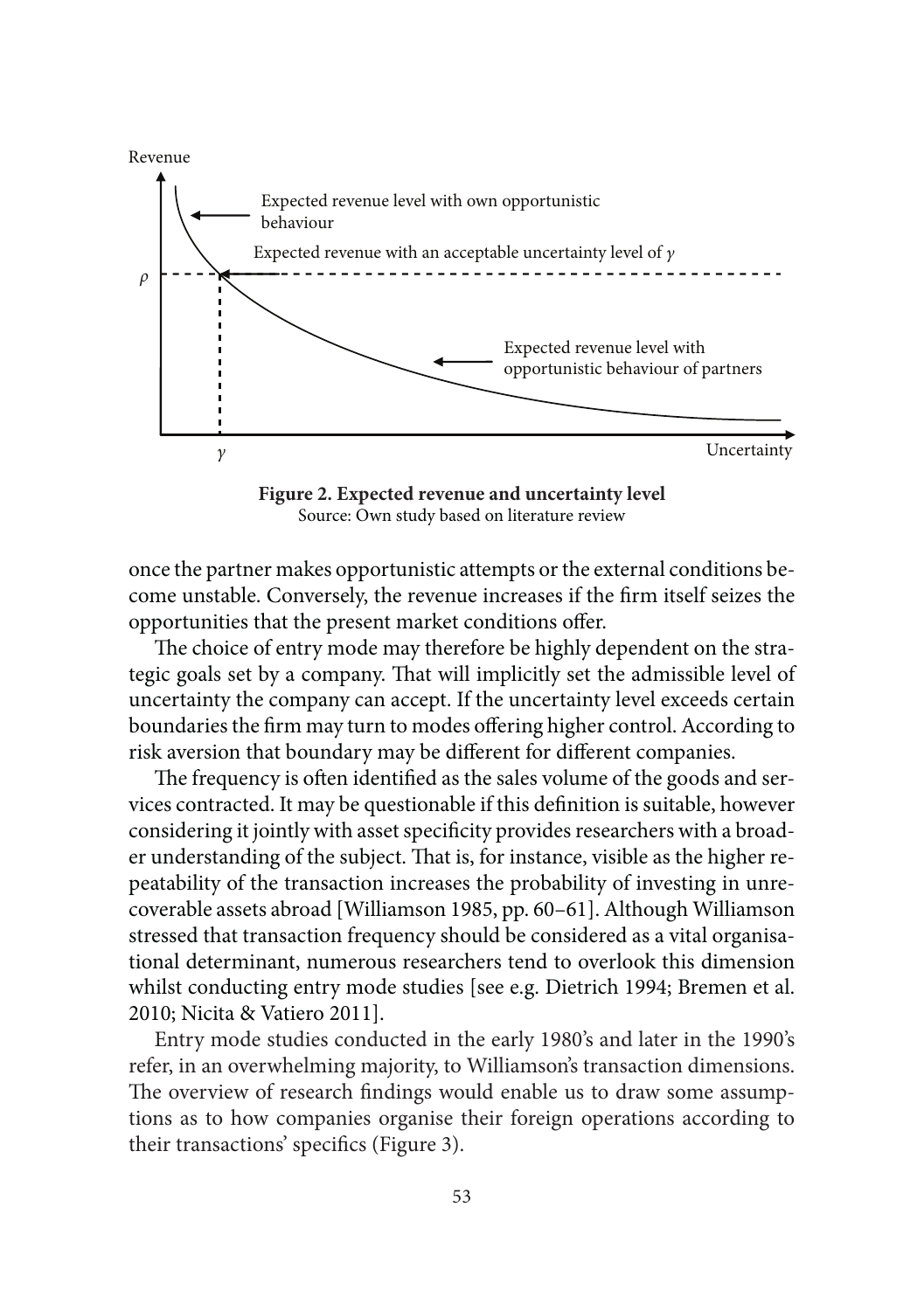Revenue

Expected revenue level with own opportunistic behaviour

Expected revenue with an acceptable uncertainty level of $\gamma$

$\rho$

Expected revenue level with opportunistic behaviour of partners

$\gamma$

Uncertainty

**Figure 2. Expected revenue and uncertainty level**
Source: Own study based on literature review

once the partner makes opportunistic attempts or the external conditions become unstable. Conversely, the revenue increases if the firm itself seizes the opportunities that the present market conditions offer.

The choice of entry mode may therefore be highly dependent on the strategic goals set by a company. That will implicitly set the admissible level of uncertainty the company can accept. If the uncertainty level exceeds certain boundaries the firm may turn to modes offering higher control. According to risk aversion that boundary may be different for different companies.

The frequency is often identified as the sales volume of the goods and services contracted. It may be questionable if this definition is suitable, however considering it jointly with asset specificity provides researchers with a broader understanding of the subject. That is, for instance, visible as the higher repeatability of the transaction increases the probability of investing in unrecoverable assets abroad [Williamson 1985, pp. 60–61]. Although Williamson stressed that transaction frequency should be considered as a vital organisational determinant, numerous researchers tend to overlook this dimension whilst conducting entry mode studies [see e.g. Dietrich 1994; Bremen et al. 2010; Nicita & Vatiero 2011].

Entry mode studies conducted in the early 1980's and later in the 1990's refer, in an overwhelming majority, to Williamson's transaction dimensions. The overview of research findings would enable us to draw some assumptions as to how companies organise their foreign operations according to their transactions' specifics (Figure 3).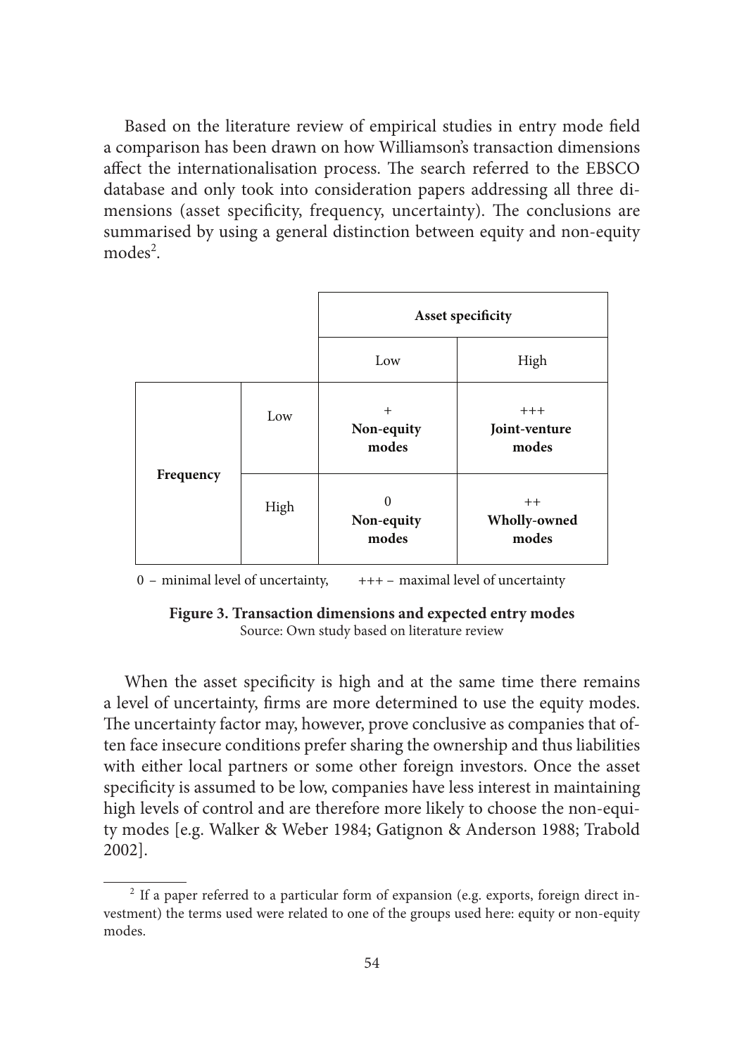Based on the literature review of empirical studies in entry mode field a comparison has been drawn on how Williamson's transaction dimensions affect the internationalisation process. The search referred to the EBSCO database and only took into consideration papers addressing all three dimensions (asset specificity, frequency, uncertainty). The conclusions are summarised by using a general distinction between equity and non-equity modes[2].

| | | **Asset specificity** | |
|---|---|---|---|
| | | Low | High |
| **Frequency** | Low | + **Non-equity modes** | +++ **Joint-venture modes** |
| | High | 0 **Non-equity modes** | ++ **Wholly-owned modes** |

0 – minimal level of uncertainty, +++ – maximal level of uncertainty

**Figure 3. Transaction dimensions and expected entry modes**
Source: Own study based on literature review

When the asset specificity is high and at the same time there remains a level of uncertainty, firms are more determined to use the equity modes. The uncertainty factor may, however, prove conclusive as companies that often face insecure conditions prefer sharing the ownership and thus liabilities with either local partners or some other foreign investors. Once the asset specificity is assumed to be low, companies have less interest in maintaining high levels of control and are therefore more likely to choose the non-equity modes [e.g. Walker & Weber 1984; Gatignon & Anderson 1988; Trabold 2002].

[2] If a paper referred to a particular form of expansion (e.g. exports, foreign direct investment) the terms used were related to one of the groups used here: equity or non-equity modes.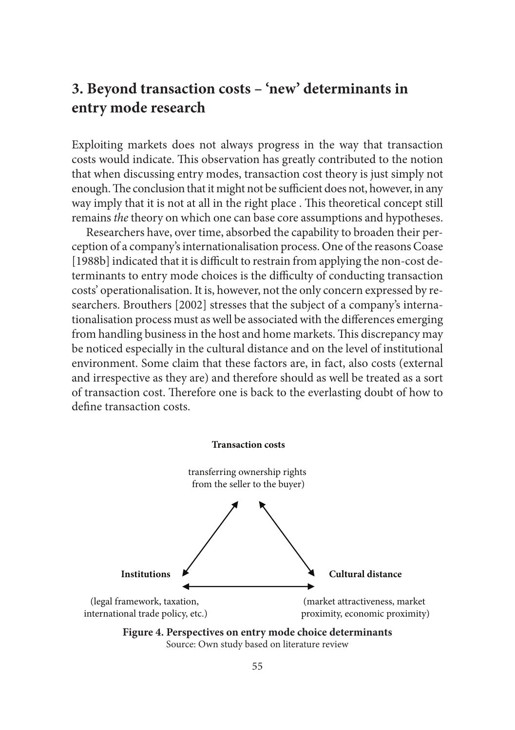## 3. Beyond transaction costs – 'new' determinants in entry mode research

Exploiting markets does not always progress in the way that transaction costs would indicate. This observation has greatly contributed to the notion that when discussing entry modes, transaction cost theory is just simply not enough. The conclusion that it might not be sufficient does not, however, in any way imply that it is not at all in the right place . This theoretical concept still remains *the* theory on which one can base core assumptions and hypotheses.

Researchers have, over time, absorbed the capability to broaden their perception of a company's internationalisation process. One of the reasons Coase [1988b] indicated that it is difficult to restrain from applying the non-cost determinants to entry mode choices is the difficulty of conducting transaction costs' operationalisation. It is, however, not the only concern expressed by researchers. Brouthers [2002] stresses that the subject of a company's internationalisation process must as well be associated with the differences emerging from handling business in the host and home markets. This discrepancy may be noticed especially in the cultural distance and on the level of institutional environment. Some claim that these factors are, in fact, also costs (external and irrespective as they are) and therefore should as well be treated as a sort of transaction cost. Therefore one is back to the everlasting doubt of how to define transaction costs.

**Transaction costs**

transferring ownership rights from the seller to the buyer)

**Institutions**

(legal framework, taxation, international trade policy, etc.)

**Cultural distance**

(market attractiveness, market proximity, economic proximity)

**Figure 4. Perspectives on entry mode choice determinants**
Source: Own study based on literature review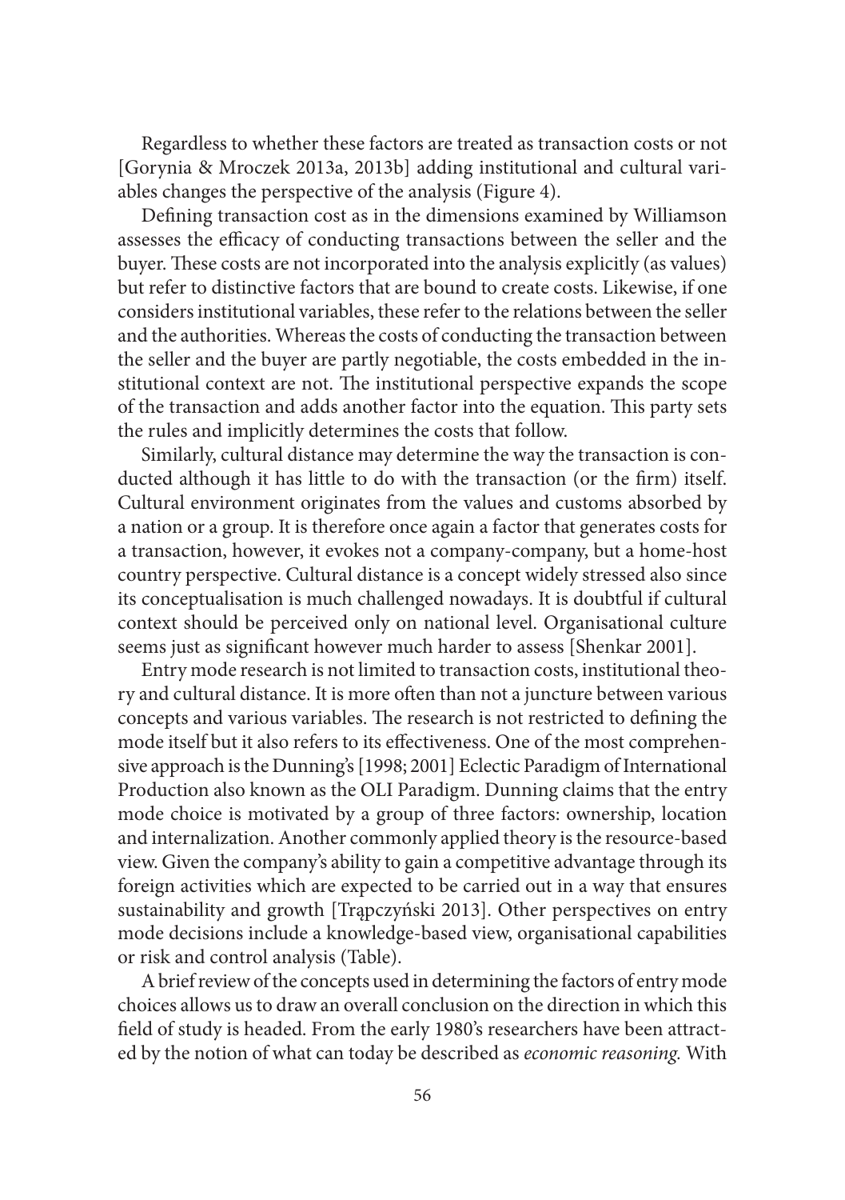Regardless to whether these factors are treated as transaction costs or not [Gorynia & Mroczek 2013a, 2013b] adding institutional and cultural variables changes the perspective of the analysis (Figure 4).

Defining transaction cost as in the dimensions examined by Williamson assesses the efficacy of conducting transactions between the seller and the buyer. These costs are not incorporated into the analysis explicitly (as values) but refer to distinctive factors that are bound to create costs. Likewise, if one considers institutional variables, these refer to the relations between the seller and the authorities. Whereas the costs of conducting the transaction between the seller and the buyer are partly negotiable, the costs embedded in the institutional context are not. The institutional perspective expands the scope of the transaction and adds another factor into the equation. This party sets the rules and implicitly determines the costs that follow.

Similarly, cultural distance may determine the way the transaction is conducted although it has little to do with the transaction (or the firm) itself. Cultural environment originates from the values and customs absorbed by a nation or a group. It is therefore once again a factor that generates costs for a transaction, however, it evokes not a company-company, but a home-host country perspective. Cultural distance is a concept widely stressed also since its conceptualisation is much challenged nowadays. It is doubtful if cultural context should be perceived only on national level. Organisational culture seems just as significant however much harder to assess [Shenkar 2001].

Entry mode research is not limited to transaction costs, institutional theory and cultural distance. It is more often than not a juncture between various concepts and various variables. The research is not restricted to defining the mode itself but it also refers to its effectiveness. One of the most comprehensive approach is the Dunning's [1998; 2001] Eclectic Paradigm of International Production also known as the OLI Paradigm. Dunning claims that the entry mode choice is motivated by a group of three factors: ownership, location and internalization. Another commonly applied theory is the resource-based view. Given the company's ability to gain a competitive advantage through its foreign activities which are expected to be carried out in a way that ensures sustainability and growth [Trąpczyński 2013]. Other perspectives on entry mode decisions include a knowledge-based view, organisational capabilities or risk and control analysis (Table).

A brief review of the concepts used in determining the factors of entry mode choices allows us to draw an overall conclusion on the direction in which this field of study is headed. From the early 1980's researchers have been attracted by the notion of what can today be described as *economic reasoning.* With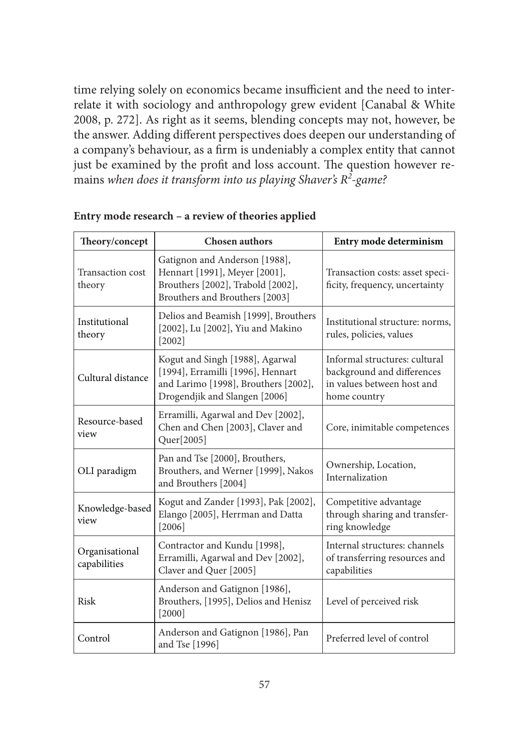time relying solely on economics became insufficient and the need to interrelate it with sociology and anthropology grew evident [Canabal & White 2008, p. 272]. As right as it seems, blending concepts may not, however, be the answer. Adding different perspectives does deepen our understanding of a company's behaviour, as a firm is undeniably a complex entity that cannot just be examined by the profit and loss account. The question however remains *when does it transform into us playing Shaver's $R^2$-game?*

**Entry mode research – a review of theories applied**

| Theory/concept | Chosen authors | Entry mode determinism |
|---|---|---|
| Transaction cost theory | Gatignon and Anderson [1988], Hennart [1991], Meyer [2001], Brouthers [2002], Trabold [2002], Brouthers and Brouthers [2003] | Transaction costs: asset specificity, frequency, uncertainty |
| Institutional theory | Delios and Beamish [1999], Brouthers [2002], Lu [2002], Yiu and Makino [2002] | Institutional structure: norms, rules, policies, values |
| Cultural distance | Kogut and Singh [1988], Agarwal [1994], Erramilli [1996], Hennart and Larimo [1998], Brouthers [2002], Drogendjik and Slangen [2006] | Informal structures: cultural background and differences in values between host and home country |
| Resource-based view | Erramilli, Agarwal and Dev [2002], Chen and Chen [2003], Claver and Quer[2005] | Core, inimitable competences |
| OLI paradigm | Pan and Tse [2000], Brouthers, Brouthers, and Werner [1999], Nakos and Brouthers [2004] | Ownership, Location, Internalization |
| Knowledge-based view | Kogut and Zander [1993], Pak [2002], Elango [2005], Herrman and Datta [2006] | Competitive advantage through sharing and transferring knowledge |
| Organisational capabilities | Contractor and Kundu [1998], Erramilli, Agarwal and Dev [2002], Claver and Quer [2005] | Internal structures: channels of transferring resources and capabilities |
| Risk | Anderson and Gatignon [1986], Brouthers, [1995], Delios and Henisz [2000] | Level of perceived risk |
| Control | Anderson and Gatignon [1986], Pan and Tse [1996] | Preferred level of control |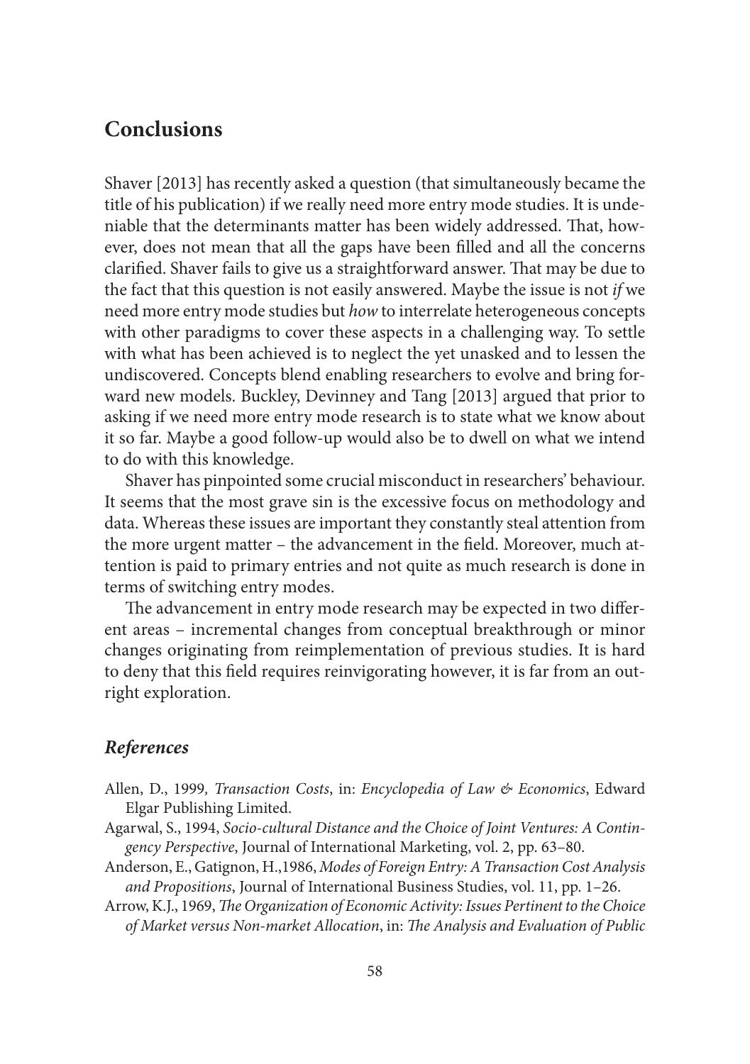## Conclusions

Shaver [2013] has recently asked a question (that simultaneously became the title of his publication) if we really need more entry mode studies. It is undeniable that the determinants matter has been widely addressed. That, however, does not mean that all the gaps have been filled and all the concerns clarified. Shaver fails to give us a straightforward answer. That may be due to the fact that this question is not easily answered. Maybe the issue is not *if* we need more entry mode studies but *how* to interrelate heterogeneous concepts with other paradigms to cover these aspects in a challenging way. To settle with what has been achieved is to neglect the yet unasked and to lessen the undiscovered. Concepts blend enabling researchers to evolve and bring forward new models. Buckley, Devinney and Tang [2013] argued that prior to asking if we need more entry mode research is to state what we know about it so far. Maybe a good follow-up would also be to dwell on what we intend to do with this knowledge.

Shaver has pinpointed some crucial misconduct in researchers' behaviour. It seems that the most grave sin is the excessive focus on methodology and data. Whereas these issues are important they constantly steal attention from the more urgent matter – the advancement in the field. Moreover, much attention is paid to primary entries and not quite as much research is done in terms of switching entry modes.

The advancement in entry mode research may be expected in two different areas – incremental changes from conceptual breakthrough or minor changes originating from reimplementation of previous studies. It is hard to deny that this field requires reinvigorating however, it is far from an outright exploration.

### *References*

Allen, D., 1999, *Transaction Costs*, in: *Encyclopedia of Law & Economics*, Edward Elgar Publishing Limited.

Agarwal, S., 1994, *Socio-cultural Distance and the Choice of Joint Ventures: A Contingency Perspective*, Journal of International Marketing, vol. 2, pp. 63–80.

Anderson, E., Gatignon, H.,1986, *Modes of Foreign Entry: A Transaction Cost Analysis and Propositions*, Journal of International Business Studies, vol. 11, pp. 1–26.

Arrow, K.J., 1969, *The Organization of Economic Activity: Issues Pertinent to the Choice of Market versus Non-market Allocation*, in: *The Analysis and Evaluation of Public*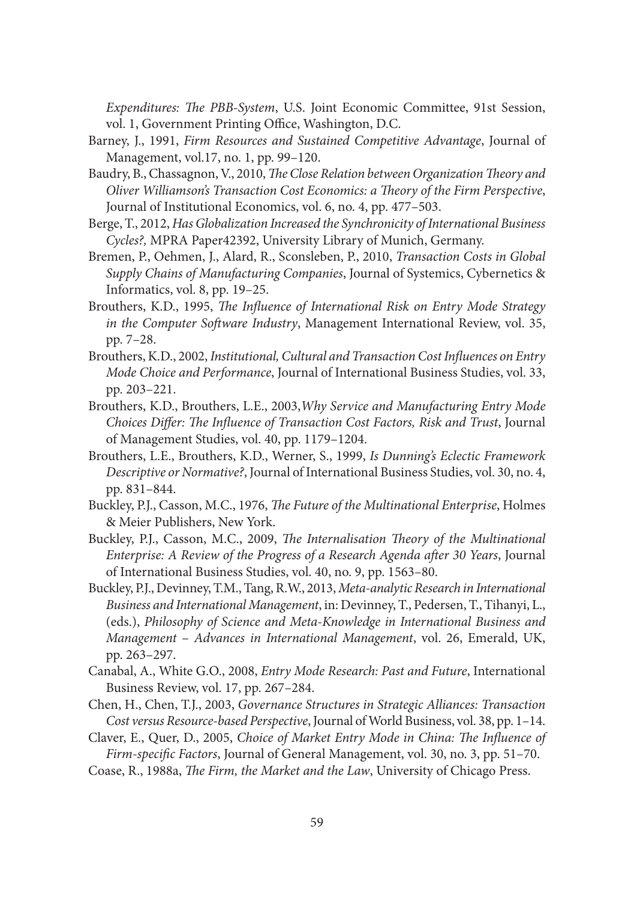*Expenditures: The PBB-System*, U.S. Joint Economic Committee, 91st Session, vol. 1, Government Printing Office, Washington, D.C.

Barney, J., 1991, *Firm Resources and Sustained Competitive Advantage*, Journal of Management, vol.17, no. 1, pp. 99–120.

Baudry, B., Chassagnon, V., 2010, *The Close Relation between Organization Theory and Oliver Williamson's Transaction Cost Economics: a Theory of the Firm Perspective*, Journal of Institutional Economics, vol. 6, no. 4, pp. 477–503.

Berge, T., 2012, *Has Globalization Increased the Synchronicity of International Business Cycles?,* MPRA Paper42392, University Library of Munich, Germany.

Bremen, P., Oehmen, J., Alard, R., Sconsleben, P., 2010, *Transaction Costs in Global Supply Chains of Manufacturing Companies*, Journal of Systemics, Cybernetics & Informatics, vol. 8, pp. 19–25.

Brouthers, K.D., 1995, *The Influence of International Risk on Entry Mode Strategy in the Computer Software Industry*, Management International Review, vol. 35, pp. 7–28.

Brouthers, K.D., 2002, *Institutional, Cultural and Transaction Cost Influences on Entry Mode Choice and Performance*, Journal of International Business Studies, vol. 33, pp. 203–221.

Brouthers, K.D., Brouthers, L.E., 2003,*Why Service and Manufacturing Entry Mode Choices Differ: The Influence of Transaction Cost Factors, Risk and Trust*, Journal of Management Studies, vol. 40, pp. 1179–1204.

Brouthers, L.E., Brouthers, K.D., Werner, S., 1999, *Is Dunning's Eclectic Framework Descriptive or Normative?*, Journal of International Business Studies, vol. 30, no. 4, pp. 831–844.

Buckley, P.J., Casson, M.C., 1976, *The Future of the Multinational Enterprise*, Holmes & Meier Publishers, New York.

Buckley, P.J., Casson, M.C., 2009, *The Internalisation Theory of the Multinational Enterprise: A Review of the Progress of a Research Agenda after 30 Years*, Journal of International Business Studies, vol. 40, no. 9, pp. 1563–80.

Buckley, P.J., Devinney, T.M., Tang, R.W., 2013, *Meta-analytic Research in International Business and International Management*, in: Devinney, T., Pedersen, T., Tihanyi, L., (eds.), *Philosophy of Science and Meta-Knowledge in International Business and Management – Advances in International Management*, vol. 26, Emerald, UK, pp. 263–297.

Canabal, A., White G.O., 2008, *Entry Mode Research: Past and Future*, International Business Review, vol. 17, pp. 267–284.

Chen, H., Chen, T.J., 2003, *Governance Structures in Strategic Alliances: Transaction Cost versus Resource-based Perspective*, Journal of World Business, vol. 38, pp. 1–14.

Claver, E., Quer, D., 2005, *Choice of Market Entry Mode in China: The Influence of Firm-specific Factors*, Journal of General Management, vol. 30, no. 3, pp. 51–70.

Coase, R., 1988a, *The Firm, the Market and the Law*, University of Chicago Press.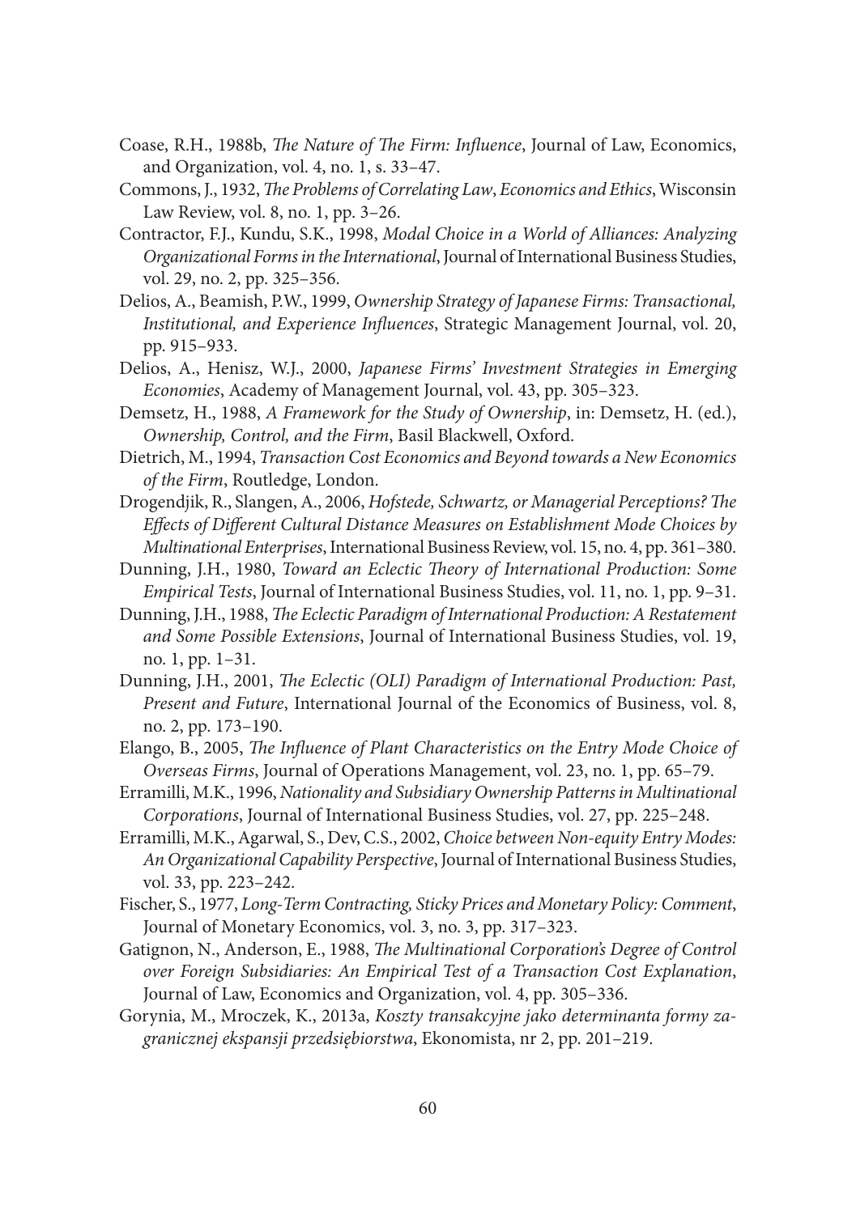Coase, R.H., 1988b, *The Nature of The Firm: Influence*, Journal of Law, Economics, and Organization, vol. 4, no. 1, s. 33–47.

Commons, J., 1932, *The Problems of Correlating Law, Economics and Ethics*, Wisconsin Law Review, vol. 8, no. 1, pp. 3–26.

Contractor, F.J., Kundu, S.K., 1998, *Modal Choice in a World of Alliances: Analyzing Organizational Forms in the International*, Journal of International Business Studies, vol. 29, no. 2, pp. 325–356.

Delios, A., Beamish, P.W., 1999, *Ownership Strategy of Japanese Firms: Transactional, Institutional, and Experience Influences*, Strategic Management Journal, vol. 20, pp. 915–933.

Delios, A., Henisz, W.J., 2000, *Japanese Firms' Investment Strategies in Emerging Economies*, Academy of Management Journal, vol. 43, pp. 305–323.

Demsetz, H., 1988, *A Framework for the Study of Ownership*, in: Demsetz, H. (ed.), *Ownership, Control, and the Firm*, Basil Blackwell, Oxford.

Dietrich, M., 1994, *Transaction Cost Economics and Beyond towards a New Economics of the Firm*, Routledge, London.

Drogendjik, R., Slangen, A., 2006, *Hofstede, Schwartz, or Managerial Perceptions? The Effects of Different Cultural Distance Measures on Establishment Mode Choices by Multinational Enterprises*, International Business Review, vol. 15, no. 4, pp. 361–380.

Dunning, J.H., 1980, *Toward an Eclectic Theory of International Production: Some Empirical Tests*, Journal of International Business Studies, vol. 11, no. 1, pp. 9–31.

Dunning, J.H., 1988, *The Eclectic Paradigm of International Production: A Restatement and Some Possible Extensions*, Journal of International Business Studies, vol. 19, no. 1, pp. 1–31.

Dunning, J.H., 2001, *The Eclectic (OLI) Paradigm of International Production: Past, Present and Future*, International Journal of the Economics of Business, vol. 8, no. 2, pp. 173–190.

Elango, B., 2005, *The Influence of Plant Characteristics on the Entry Mode Choice of Overseas Firms*, Journal of Operations Management, vol. 23, no. 1, pp. 65–79.

Erramilli, M.K., 1996, *Nationality and Subsidiary Ownership Patterns in Multinational Corporations*, Journal of International Business Studies, vol. 27, pp. 225–248.

Erramilli, M.K., Agarwal, S., Dev, C.S., 2002, *Choice between Non-equity Entry Modes: An Organizational Capability Perspective*, Journal of International Business Studies, vol. 33, pp. 223–242.

Fischer, S., 1977, *Long-Term Contracting, Sticky Prices and Monetary Policy: Comment*, Journal of Monetary Economics, vol. 3, no. 3, pp. 317–323.

Gatignon, N., Anderson, E., 1988, *The Multinational Corporation's Degree of Control over Foreign Subsidiaries: An Empirical Test of a Transaction Cost Explanation*, Journal of Law, Economics and Organization, vol. 4, pp. 305–336.

Gorynia, M., Mroczek, K., 2013a, *Koszty transakcyjne jako determinanta formy zagranicznej ekspansji przedsiębiorstwa*, Ekonomista, nr 2, pp. 201–219.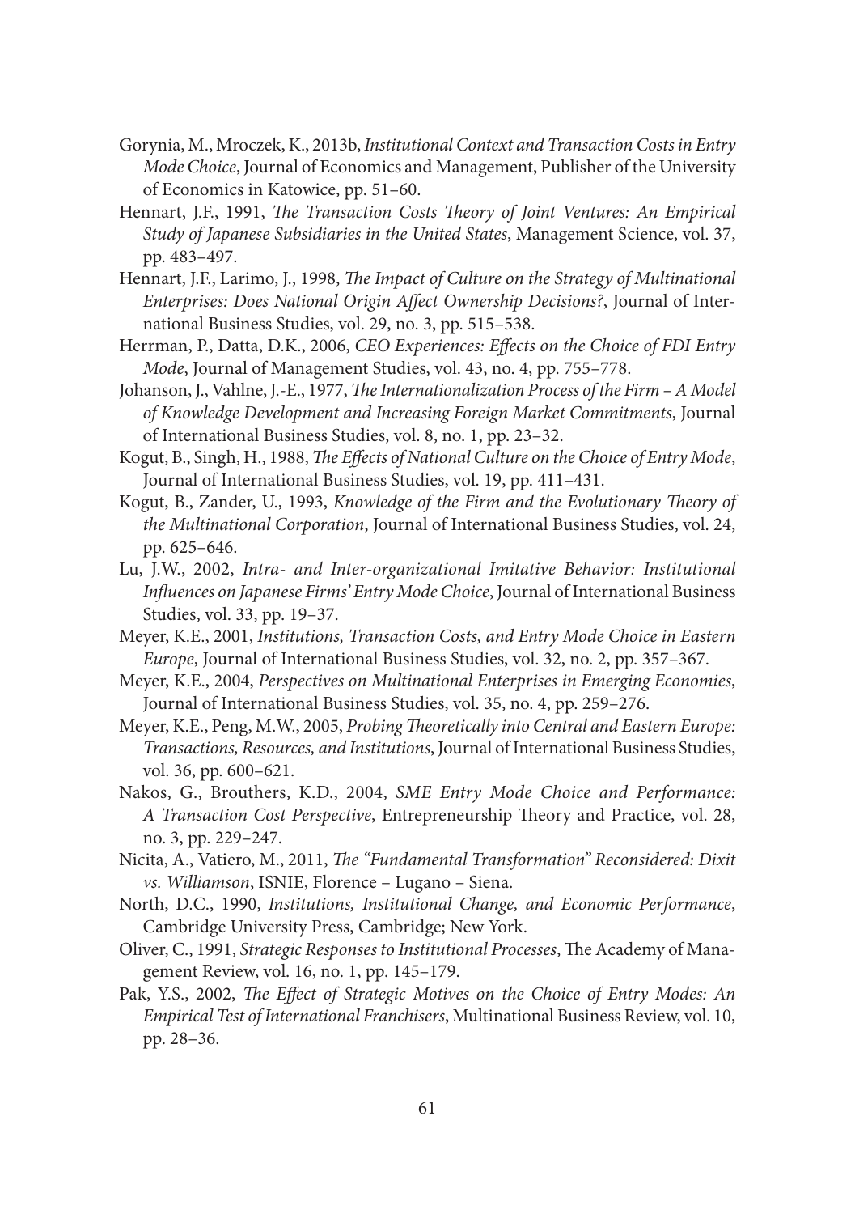Gorynia, M., Mroczek, K., 2013b, *Institutional Context and Transaction Costs in Entry Mode Choice*, Journal of Economics and Management, Publisher of the University of Economics in Katowice, pp. 51–60.

Hennart, J.F., 1991, *The Transaction Costs Theory of Joint Ventures: An Empirical Study of Japanese Subsidiaries in the United States*, Management Science, vol. 37, pp. 483–497.

Hennart, J.F., Larimo, J., 1998, *The Impact of Culture on the Strategy of Multinational Enterprises: Does National Origin Affect Ownership Decisions?*, Journal of International Business Studies, vol. 29, no. 3, pp. 515–538.

Herrman, P., Datta, D.K., 2006, *CEO Experiences: Effects on the Choice of FDI Entry Mode*, Journal of Management Studies, vol. 43, no. 4, pp. 755–778.

Johanson, J., Vahlne, J.-E., 1977, *The Internationalization Process of the Firm – A Model of Knowledge Development and Increasing Foreign Market Commitments*, Journal of International Business Studies, vol. 8, no. 1, pp. 23–32.

Kogut, B., Singh, H., 1988, *The Effects of National Culture on the Choice of Entry Mode*, Journal of International Business Studies, vol. 19, pp. 411–431.

Kogut, B., Zander, U., 1993, *Knowledge of the Firm and the Evolutionary Theory of the Multinational Corporation*, Journal of International Business Studies, vol. 24, pp. 625–646.

Lu, J.W., 2002, *Intra- and Inter-organizational Imitative Behavior: Institutional Influences on Japanese Firms' Entry Mode Choice*, Journal of International Business Studies, vol. 33, pp. 19–37.

Meyer, K.E., 2001, *Institutions, Transaction Costs, and Entry Mode Choice in Eastern Europe*, Journal of International Business Studies, vol. 32, no. 2, pp. 357–367.

Meyer, K.E., 2004, *Perspectives on Multinational Enterprises in Emerging Economies*, Journal of International Business Studies, vol. 35, no. 4, pp. 259–276.

Meyer, K.E., Peng, M.W., 2005, *Probing Theoretically into Central and Eastern Europe: Transactions, Resources, and Institutions*, Journal of International Business Studies, vol. 36, pp. 600–621.

Nakos, G., Brouthers, K.D., 2004, *SME Entry Mode Choice and Performance: A Transaction Cost Perspective*, Entrepreneurship Theory and Practice, vol. 28, no. 3, pp. 229–247.

Nicita, A., Vatiero, M., 2011, *The "Fundamental Transformation" Reconsidered: Dixit vs. Williamson*, ISNIE, Florence – Lugano – Siena.

North, D.C., 1990, *Institutions, Institutional Change, and Economic Performance*, Cambridge University Press, Cambridge; New York.

Oliver, C., 1991, *Strategic Responses to Institutional Processes*, The Academy of Management Review, vol. 16, no. 1, pp. 145–179.

Pak, Y.S., 2002, *The Effect of Strategic Motives on the Choice of Entry Modes: An Empirical Test of International Franchisers*, Multinational Business Review, vol. 10, pp. 28–36.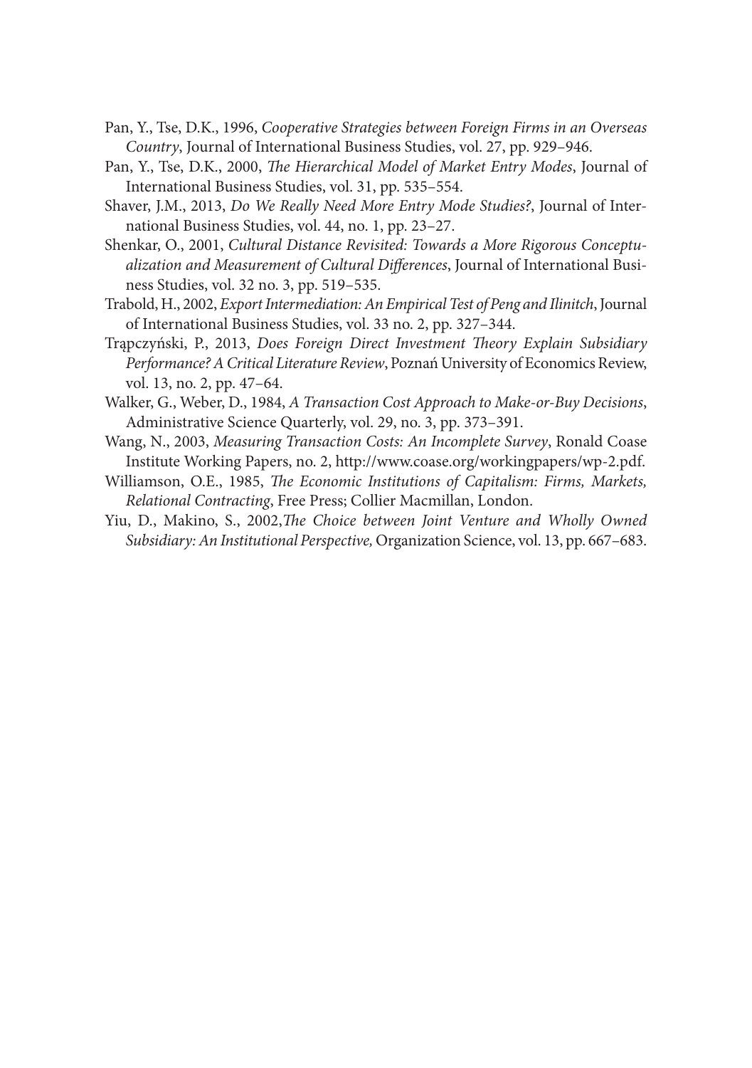Pan, Y., Tse, D.K., 1996, *Cooperative Strategies between Foreign Firms in an Overseas Country*, Journal of International Business Studies, vol. 27, pp. 929–946.

Pan, Y., Tse, D.K., 2000, *The Hierarchical Model of Market Entry Modes*, Journal of International Business Studies, vol. 31, pp. 535–554.

Shaver, J.M., 2013, *Do We Really Need More Entry Mode Studies?*, Journal of International Business Studies, vol. 44, no. 1, pp. 23–27.

Shenkar, O., 2001, *Cultural Distance Revisited: Towards a More Rigorous Conceptualization and Measurement of Cultural Differences*, Journal of International Business Studies, vol. 32 no. 3, pp. 519–535.

Trabold, H., 2002, *Export Intermediation: An Empirical Test of Peng and Ilinitch*, Journal of International Business Studies, vol. 33 no. 2, pp. 327–344.

Trąpczyński, P., 2013, *Does Foreign Direct Investment Theory Explain Subsidiary Performance? A Critical Literature Review*, Poznań University of Economics Review, vol. 13, no. 2, pp. 47–64.

Walker, G., Weber, D., 1984, *A Transaction Cost Approach to Make-or-Buy Decisions*, Administrative Science Quarterly, vol. 29, no. 3, pp. 373–391.

Wang, N., 2003, *Measuring Transaction Costs: An Incomplete Survey*, Ronald Coase Institute Working Papers, no. 2, http://www.coase.org/workingpapers/wp-2.pdf.

Williamson, O.E., 1985, *The Economic Institutions of Capitalism: Firms, Markets, Relational Contracting*, Free Press; Collier Macmillan, London.

Yiu, D., Makino, S., 2002,*The Choice between Joint Venture and Wholly Owned Subsidiary: An Institutional Perspective,* Organization Science, vol. 13, pp. 667–683.